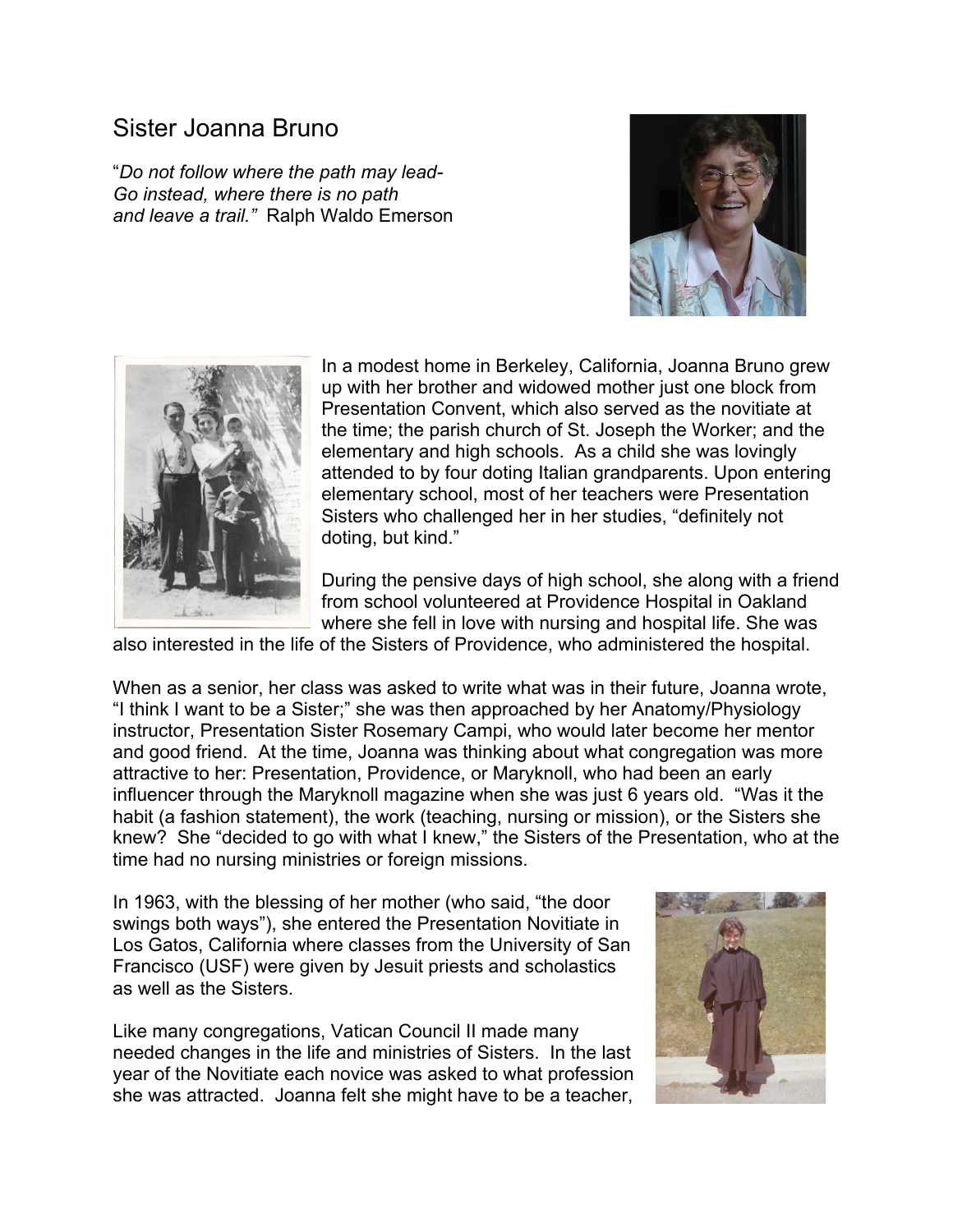# Sister Joanna Bruno

"*Do not follow where the path may lead-*
*Go instead, where there is no path*
*and leave a trail."* Ralph Waldo Emerson

In a modest home in Berkeley, California, Joanna Bruno grew up with her brother and widowed mother just one block from Presentation Convent, which also served as the novitiate at the time; the parish church of St. Joseph the Worker; and the elementary and high schools. As a child she was lovingly attended to by four doting Italian grandparents. Upon entering elementary school, most of her teachers were Presentation Sisters who challenged her in her studies, "definitely not doting, but kind."

During the pensive days of high school, she along with a friend from school volunteered at Providence Hospital in Oakland where she fell in love with nursing and hospital life. She was also interested in the life of the Sisters of Providence, who administered the hospital.

When as a senior, her class was asked to write what was in their future, Joanna wrote, "I think I want to be a Sister;" she was then approached by her Anatomy/Physiology instructor, Presentation Sister Rosemary Campi, who would later become her mentor and good friend. At the time, Joanna was thinking about what congregation was more attractive to her: Presentation, Providence, or Maryknoll, who had been an early influencer through the Maryknoll magazine when she was just 6 years old. "Was it the habit (a fashion statement), the work (teaching, nursing or mission), or the Sisters she knew? She "decided to go with what I knew," the Sisters of the Presentation, who at the time had no nursing ministries or foreign missions.

In 1963, with the blessing of her mother (who said, "the door swings both ways"), she entered the Presentation Novitiate in Los Gatos, California where classes from the University of San Francisco (USF) were given by Jesuit priests and scholastics as well as the Sisters.

Like many congregations, Vatican Council II made many needed changes in the life and ministries of Sisters. In the last year of the Novitiate each novice was asked to what profession she was attracted. Joanna felt she might have to be a teacher,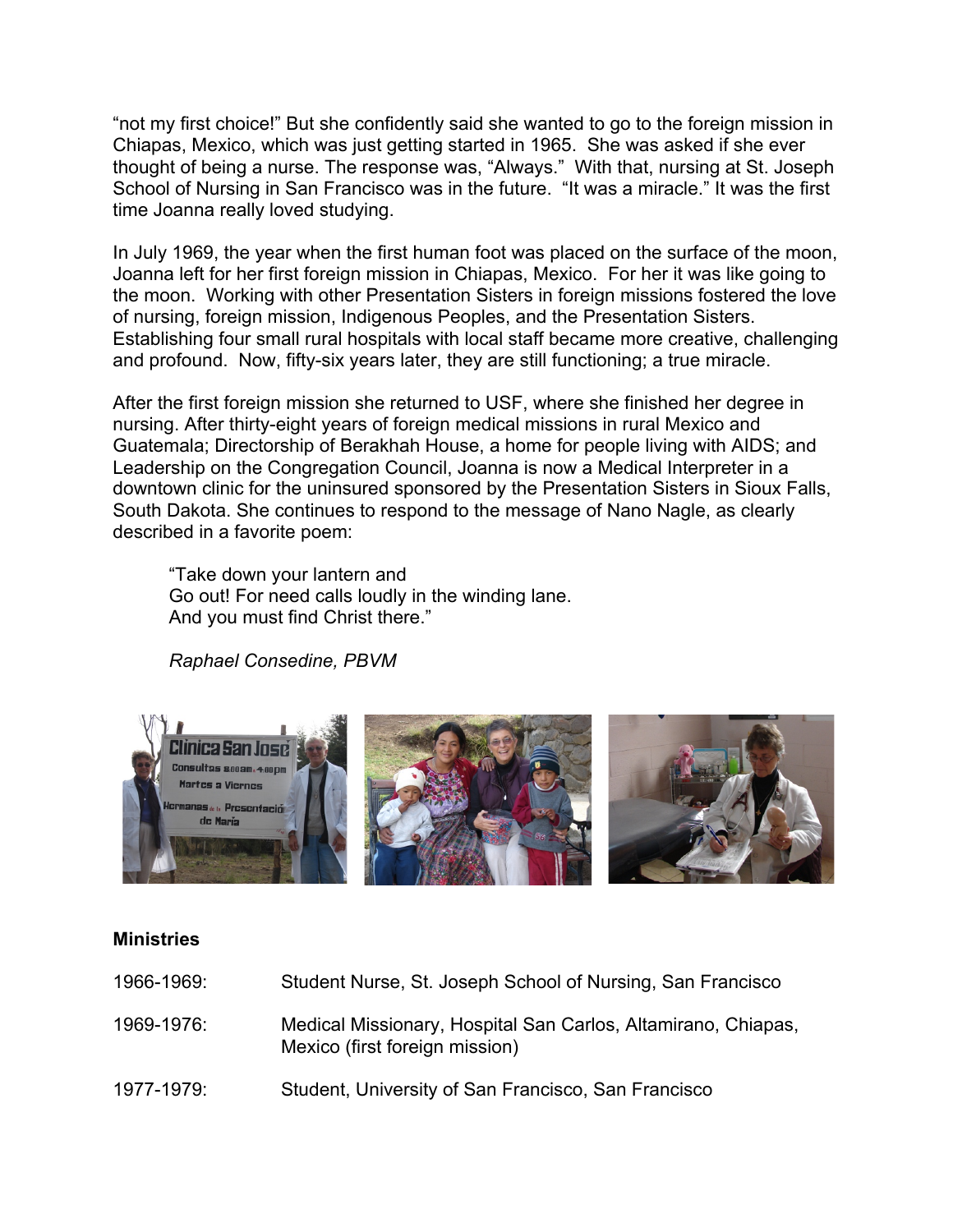"not my first choice!" But she confidently said she wanted to go to the foreign mission in Chiapas, Mexico, which was just getting started in 1965. She was asked if she ever thought of being a nurse. The response was, "Always." With that, nursing at St. Joseph School of Nursing in San Francisco was in the future. "It was a miracle." It was the first time Joanna really loved studying.

In July 1969, the year when the first human foot was placed on the surface of the moon, Joanna left for her first foreign mission in Chiapas, Mexico. For her it was like going to the moon. Working with other Presentation Sisters in foreign missions fostered the love of nursing, foreign mission, Indigenous Peoples, and the Presentation Sisters. Establishing four small rural hospitals with local staff became more creative, challenging and profound. Now, fifty-six years later, they are still functioning; a true miracle.

After the first foreign mission she returned to USF, where she finished her degree in nursing. After thirty-eight years of foreign medical missions in rural Mexico and Guatemala; Directorship of Berakhah House, a home for people living with AIDS; and Leadership on the Congregation Council, Joanna is now a Medical Interpreter in a downtown clinic for the uninsured sponsored by the Presentation Sisters in Sioux Falls, South Dakota. She continues to respond to the message of Nano Nagle, as clearly described in a favorite poem:

> "Take down your lantern and
> Go out! For need calls loudly in the winding lane.
> And you must find Christ there."
>
> *Raphael Consedine, PBVM*

### Ministries

| | |
|---|---|
| 1966-1969: | Student Nurse, St. Joseph School of Nursing, San Francisco |
| 1969-1976: | Medical Missionary, Hospital San Carlos, Altamirano, Chiapas, Mexico (first foreign mission) |
| 1977-1979: | Student, University of San Francisco, San Francisco |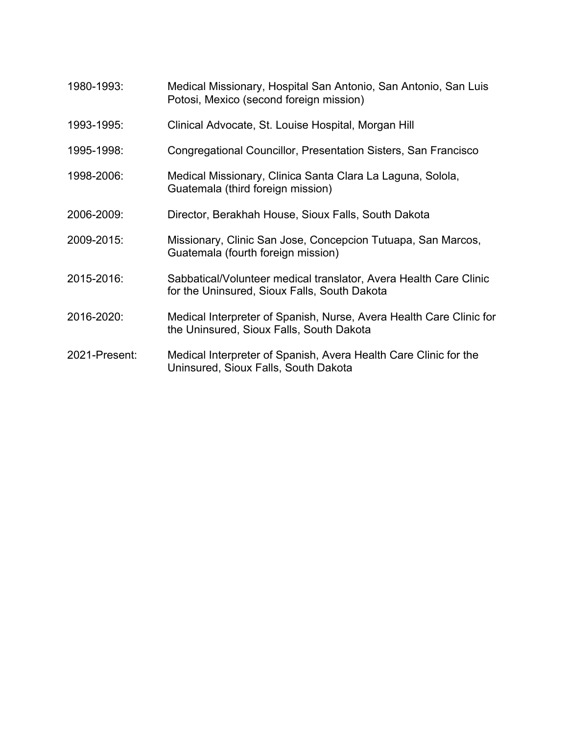1980-1993: Medical Missionary, Hospital San Antonio, San Antonio, San Luis Potosi, Mexico (second foreign mission)

1993-1995: Clinical Advocate, St. Louise Hospital, Morgan Hill

1995-1998: Congregational Councillor, Presentation Sisters, San Francisco

1998-2006: Medical Missionary, Clinica Santa Clara La Laguna, Solola, Guatemala (third foreign mission)

2006-2009: Director, Berakhah House, Sioux Falls, South Dakota

2009-2015: Missionary, Clinic San Jose, Concepcion Tutuapa, San Marcos, Guatemala (fourth foreign mission)

2015-2016: Sabbatical/Volunteer medical translator, Avera Health Care Clinic for the Uninsured, Sioux Falls, South Dakota

2016-2020: Medical Interpreter of Spanish, Nurse, Avera Health Care Clinic for the Uninsured, Sioux Falls, South Dakota

2021-Present: Medical Interpreter of Spanish, Avera Health Care Clinic for the Uninsured, Sioux Falls, South Dakota